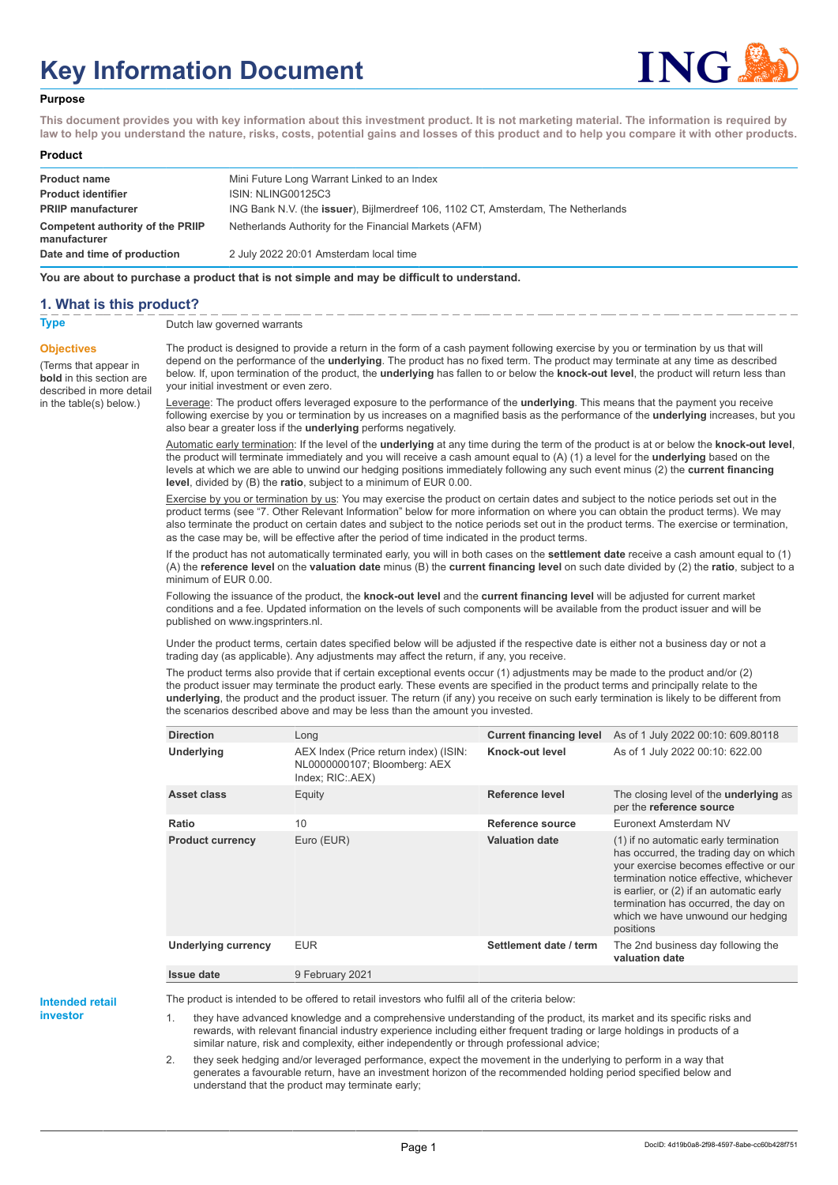# Key Information Document

## Purpose

**This document provides you with key information about this investment product. It is not marketing material. The information is required by law to help you understand the nature, risks, costs, potential gains and losses of this product and to help you compare it with other products.**

## Product

| | |
|---|---|
| **Product name** | Mini Future Long Warrant Linked to an Index |
| **Product identifier** | ISIN: NLING00125C3 |
| **PRIIP manufacturer** | ING Bank N.V. (the **issuer**), Bijlmerdreef 106, 1102 CT, Amsterdam, The Netherlands |
| **Competent authority of the PRIIP manufacturer** | Netherlands Authority for the Financial Markets (AFM) |
| **Date and time of production** | 2 July 2022 20:01 Amsterdam local time |

**You are about to purchase a product that is not simple and may be difficult to understand.**

## 1. What is this product?

**Type**

Dutch law governed warrants

**Objectives**

(Terms that appear in **bold** in this section are described in more detail in the table(s) below.)

The product is designed to provide a return in the form of a cash payment following exercise by you or termination by us that will depend on the performance of the **underlying**. The product has no fixed term. The product may terminate at any time as described below. If, upon termination of the product, the **underlying** has fallen to or below the **knock-out level**, the product will return less than your initial investment or even zero.

Leverage: The product offers leveraged exposure to the performance of the **underlying**. This means that the payment you receive following exercise by you or termination by us increases on a magnified basis as the performance of the **underlying** increases, but you also bear a greater loss if the **underlying** performs negatively.

Automatic early termination: If the level of the **underlying** at any time during the term of the product is at or below the **knock-out level**, the product will terminate immediately and you will receive a cash amount equal to (A) (1) a level for the **underlying** based on the levels at which we are able to unwind our hedging positions immediately following any such event minus (2) the **current financing level**, divided by (B) the **ratio**, subject to a minimum of EUR 0.00.

Exercise by you or termination by us: You may exercise the product on certain dates and subject to the notice periods set out in the product terms (see "7. Other Relevant Information" below for more information on where you can obtain the product terms). We may also terminate the product on certain dates and subject to the notice periods set out in the product terms. The exercise or termination, as the case may be, will be effective after the period of time indicated in the product terms.

If the product has not automatically terminated early, you will in both cases on the **settlement date** receive a cash amount equal to (1) (A) the **reference level** on the **valuation date** minus (B) the **current financing level** on such date divided by (2) the **ratio**, subject to a minimum of EUR 0.00.

Following the issuance of the product, the **knock-out level** and the **current financing level** will be adjusted for current market conditions and a fee. Updated information on the levels of such components will be available from the product issuer and will be published on www.ingsprinters.nl.

Under the product terms, certain dates specified below will be adjusted if the respective date is either not a business day or not a trading day (as applicable). Any adjustments may affect the return, if any, you receive.

The product terms also provide that if certain exceptional events occur (1) adjustments may be made to the product and/or (2) the product issuer may terminate the product early. These events are specified in the product terms and principally relate to the **underlying**, the product and the product issuer. The return (if any) you receive on such early termination is likely to be different from the scenarios described above and may be less than the amount you invested.

| | | | |
|---|---|---|---|
| **Direction** | Long | **Current financing level** | As of 1 July 2022 00:10: 609.80118 |
| **Underlying** | AEX Index (Price return index) (ISIN: NL0000000107; Bloomberg: AEX Index; RIC:.AEX) | **Knock-out level** | As of 1 July 2022 00:10: 622.00 |
| **Asset class** | Equity | **Reference level** | The closing level of the **underlying** as per the **reference source** |
| **Ratio** | 10 | **Reference source** | Euronext Amsterdam NV |
| **Product currency** | Euro (EUR) | **Valuation date** | (1) if no automatic early termination has occurred, the trading day on which your exercise becomes effective or our termination notice effective, whichever is earlier, or (2) if an automatic early termination has occurred, the day on which we have unwound our hedging positions |
| **Underlying currency** | EUR | **Settlement date / term** | The 2nd business day following the **valuation date** |
| **Issue date** | 9 February 2021 | | |

**Intended retail investor**

The product is intended to be offered to retail investors who fulfil all of the criteria below:

1. they have advanced knowledge and a comprehensive understanding of the product, its market and its specific risks and rewards, with relevant financial industry experience including either frequent trading or large holdings in products of a similar nature, risk and complexity, either independently or through professional advice;
2. they seek hedging and/or leveraged performance, expect the movement in the underlying to perform in a way that generates a favourable return, have an investment horizon of the recommended holding period specified below and understand that the product may terminate early;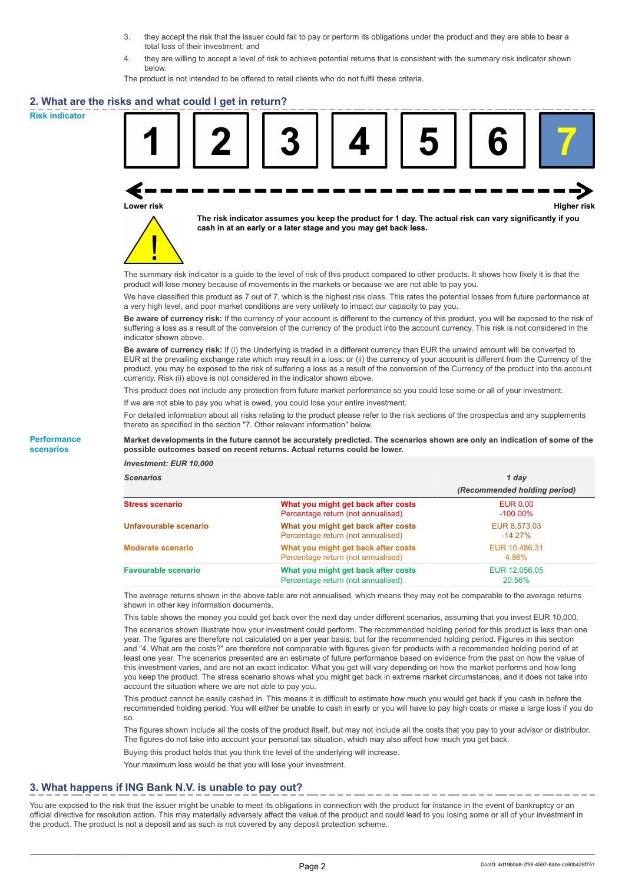3. they accept the risk that the issuer could fail to pay or perform its obligations under the product and they are able to bear a total loss of their investment; and
4. they are willing to accept a level of risk to achieve potential returns that is consistent with the summary risk indicator shown below.

The product is not intended to be offered to retail clients who do not fulfil these criteria.

## 2. What are the risks and what could I get in return?

**Risk indicator**

| 1 | 2 | 3 | 4 | 5 | 6 | **7** |
|---|---|---|---|---|---|---|

Lower risk ← → Higher risk

**The risk indicator assumes you keep the product for 1 day. The actual risk can vary significantly if you cash in at an early or a later stage and you may get back less.**

The summary risk indicator is a guide to the level of risk of this product compared to other products. It shows how likely it is that the product will lose money because of movements in the markets or because we are not able to pay you.

We have classified this product as 7 out of 7, which is the highest risk class. This rates the potential losses from future performance at a very high level, and poor market conditions are very unlikely to impact our capacity to pay you.

**Be aware of currency risk:** If the currency of your account is different to the currency of this product, you will be exposed to the risk of suffering a loss as a result of the conversion of the currency of the product into the account currency. This risk is not considered in the indicator shown above.

**Be aware of currency risk:** If (i) the Underlying is traded in a different currency than EUR the unwind amount will be converted to EUR at the prevailing exchange rate which may result in a loss; or (ii) the currency of your account is different from the Currency of the product, you may be exposed to the risk of suffering a loss as a result of the conversion of the Currency of the product into the account currency. Risk (ii) above is not considered in the indicator shown above.

This product does not include any protection from future market performance so you could lose some or all of your investment.

If we are not able to pay you what is owed, you could lose your entire investment.

For detailed information about all risks relating to the product please refer to the risk sections of the prospectus and any supplements thereto as specified in the section "7. Other relevant information" below.

**Performance scenarios**

**Market developments in the future cannot be accurately predicted. The scenarios shown are only an indication of some of the possible outcomes based on recent returns. Actual returns could be lower.**

| *Investment: EUR 10,000* | | |
|---|---|---|
| ***Scenarios*** | | ***1 day*** *(Recommended holding period)* |
| **Stress scenario** | **What you might get back after costs** | EUR 0.00 |
| | Percentage return (not annualised) | -100.00% |
| **Unfavourable scenario** | **What you might get back after costs** | EUR 8,573.03 |
| | Percentage return (not annualised) | -14.27% |
| **Moderate scenario** | **What you might get back after costs** | EUR 10,486.31 |
| | Percentage return (not annualised) | 4.86% |
| **Favourable scenario** | **What you might get back after costs** | EUR 12,056.05 |
| | Percentage return (not annualised) | 20.56% |

The average returns shown in the above table are not annualised, which means they may not be comparable to the average returns shown in other key information documents.

This table shows the money you could get back over the next day under different scenarios, assuming that you invest EUR 10,000.

The scenarios shown illustrate how your investment could perform. The recommended holding period for this product is less than one year. The figures are therefore not calculated on a per year basis, but for the recommended holding period. Figures in this section and "4. What are the costs?" are therefore not comparable with figures given for products with a recommended holding period of at least one year. The scenarios presented are an estimate of future performance based on evidence from the past on how the value of this investment varies, and are not an exact indicator. What you get will vary depending on how the market performs and how long you keep the product. The stress scenario shows what you might get back in extreme market circumstances, and it does not take into account the situation where we are not able to pay you.

This product cannot be easily cashed in. This means it is difficult to estimate how much you would get back if you cash in before the recommended holding period. You will either be unable to cash in early or you will have to pay high costs or make a large loss if you do so.

The figures shown include all the costs of the product itself, but may not include all the costs that you pay to your advisor or distributor. The figures do not take into account your personal tax situation, which may also affect how much you get back.

Buying this product holds that you think the level of the underlying will increase.

Your maximum loss would be that you will lose your investment.

## 3. What happens if ING Bank N.V. is unable to pay out?

You are exposed to the risk that the issuer might be unable to meet its obligations in connection with the product for instance in the event of bankruptcy or an official directive for resolution action. This may materially adversely affect the value of the product and could lead to you losing some or all of your investment in the product. The product is not a deposit and as such is not covered by any deposit protection scheme.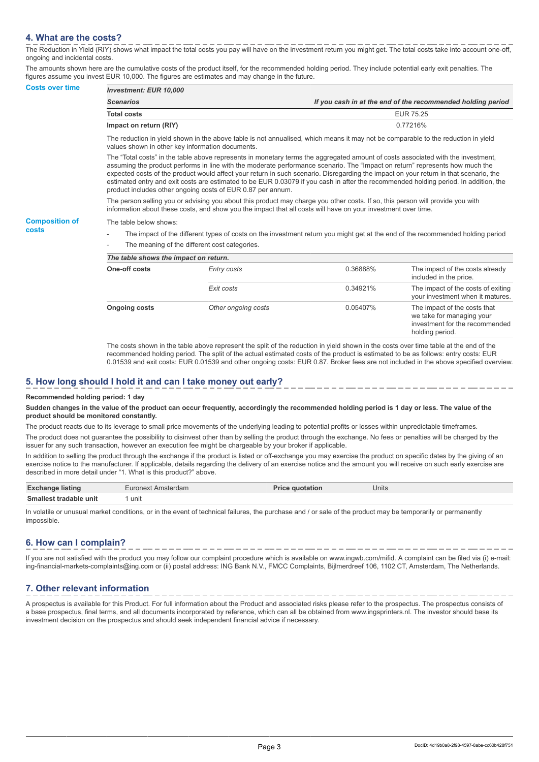## 4. What are the costs?

The Reduction in Yield (RIY) shows what impact the total costs you pay will have on the investment return you might get. The total costs take into account one-off, ongoing and incidental costs.

The amounts shown here are the cumulative costs of the product itself, for the recommended holding period. They include potential early exit penalties. The figures assume you invest EUR 10,000. The figures are estimates and may change in the future.

**Costs over time**

| *Investment: EUR 10,000* | |
|---|---|
| ***Scenarios*** | ***If you cash in at the end of the recommended holding period*** |
| **Total costs** | EUR 75.25 |
| **Impact on return (RIY)** | 0.77216% |

The reduction in yield shown in the above table is not annualised, which means it may not be comparable to the reduction in yield values shown in other key information documents.

The "Total costs" in the table above represents in monetary terms the aggregated amount of costs associated with the investment, assuming the product performs in line with the moderate performance scenario. The "Impact on return" represents how much the expected costs of the product would affect your return in such scenario. Disregarding the impact on your return in that scenario, the estimated entry and exit costs are estimated to be EUR 0.03079 if you cash in after the recommended holding period. In addition, the product includes other ongoing costs of EUR 0.87 per annum.

The person selling you or advising you about this product may charge you other costs. If so, this person will provide you with information about these costs, and show you the impact that all costs will have on your investment over time.

**Composition of costs**

The table below shows:

- The impact of the different types of costs on the investment return you might get at the end of the recommended holding period
- The meaning of the different cost categories.

| *The table shows the impact on return.* | | | |
|---|---|---|---|
| **One-off costs** | *Entry costs* | 0.36888% | The impact of the costs already included in the price. |
| | *Exit costs* | 0.34921% | The impact of the costs of exiting your investment when it matures. |
| **Ongoing costs** | *Other ongoing costs* | 0.05407% | The impact of the costs that we take for managing your investment for the recommended holding period. |

The costs shown in the table above represent the split of the reduction in yield shown in the costs over time table at the end of the recommended holding period. The split of the actual estimated costs of the product is estimated to be as follows: entry costs: EUR 0.01539 and exit costs: EUR 0.01539 and other ongoing costs: EUR 0.87. Broker fees are not included in the above specified overview.

## 5. How long should I hold it and can I take money out early?

**Recommended holding period: 1 day**

**Sudden changes in the value of the product can occur frequently, accordingly the recommended holding period is 1 day or less. The value of the product should be monitored constantly.**

The product reacts due to its leverage to small price movements of the underlying leading to potential profits or losses within unpredictable timeframes.

The product does not guarantee the possibility to disinvest other than by selling the product through the exchange. No fees or penalties will be charged by the issuer for any such transaction, however an execution fee might be chargeable by your broker if applicable.

In addition to selling the product through the exchange if the product is listed or off-exchange you may exercise the product on specific dates by the giving of an exercise notice to the manufacturer. If applicable, details regarding the delivery of an exercise notice and the amount you will receive on such early exercise are described in more detail under "1. What is this product?" above.

| | | | |
|---|---|---|---|
| **Exchange listing** | Euronext Amsterdam | **Price quotation** | Units |
| **Smallest tradable unit** | 1 unit | | |

In volatile or unusual market conditions, or in the event of technical failures, the purchase and / or sale of the product may be temporarily or permanently impossible.

## 6. How can I complain?

If you are not satisfied with the product you may follow our complaint procedure which is available on www.ingwb.com/mifid. A complaint can be filed via (i) e-mail: ing-financial-markets-complaints@ing.com or (ii) postal address: ING Bank N.V., FMCC Complaints, Bijlmerdreef 106, 1102 CT, Amsterdam, The Netherlands.

## 7. Other relevant information

A prospectus is available for this Product. For full information about the Product and associated risks please refer to the prospectus. The prospectus consists of a base prospectus, final terms, and all documents incorporated by reference, which can all be obtained from www.ingsprinters.nl. The investor should base its investment decision on the prospectus and should seek independent financial advice if necessary.